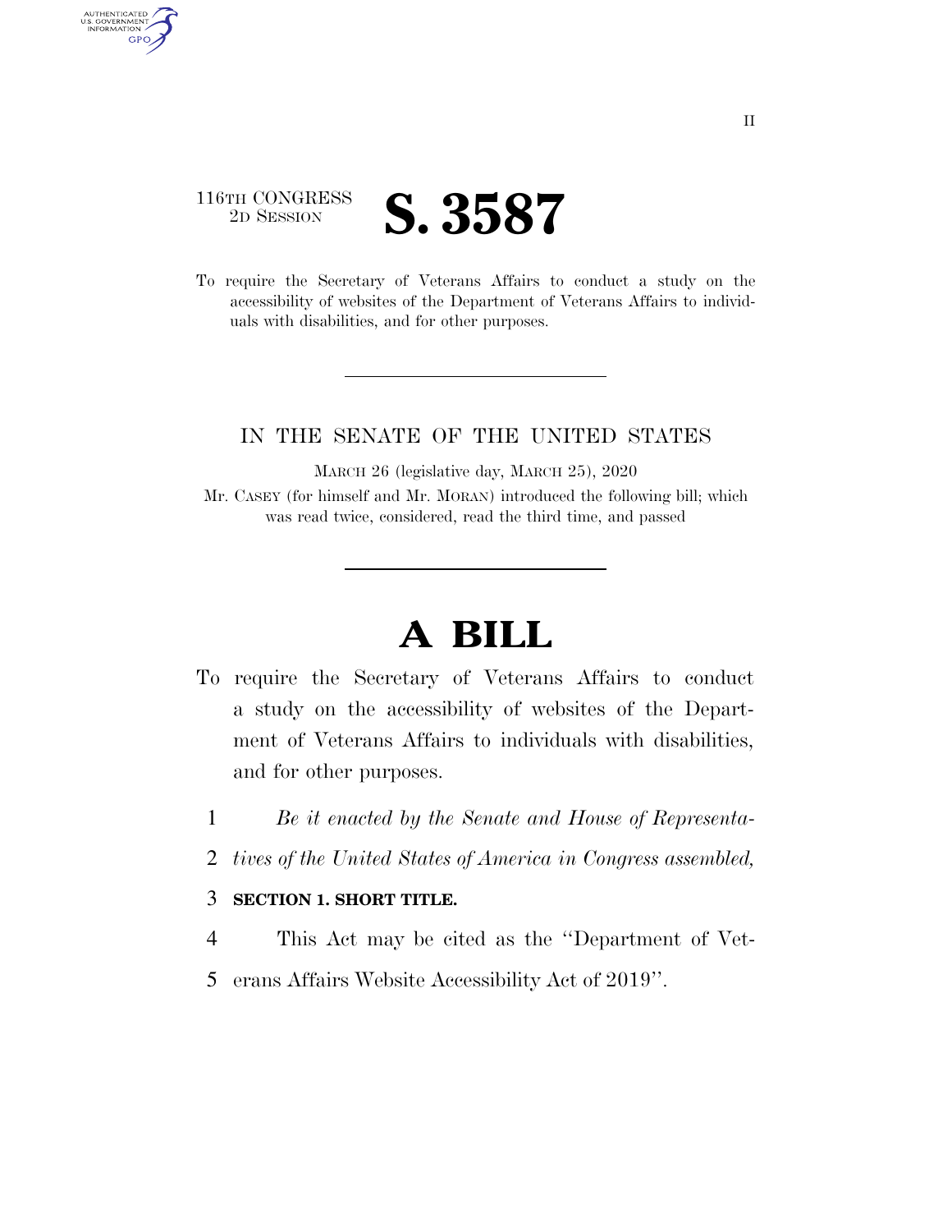116TH CONGRESS
2D SESSION

# S. 3587

To require the Secretary of Veterans Affairs to conduct a study on the accessibility of websites of the Department of Veterans Affairs to individuals with disabilities, and for other purposes.

---

IN THE SENATE OF THE UNITED STATES

MARCH 26 (legislative day, MARCH 25), 2020

Mr. CASEY (for himself and Mr. MORAN) introduced the following bill; which was read twice, considered, read the third time, and passed

---

# A BILL

To require the Secretary of Veterans Affairs to conduct a study on the accessibility of websites of the Department of Veterans Affairs to individuals with disabilities, and for other purposes.

1 *Be it enacted by the Senate and House of Representa-*
2 *tives of the United States of America in Congress assembled,*

3 **SECTION 1. SHORT TITLE.**

4 This Act may be cited as the ''Department of Vet-
5 erans Affairs Website Accessibility Act of 2019''.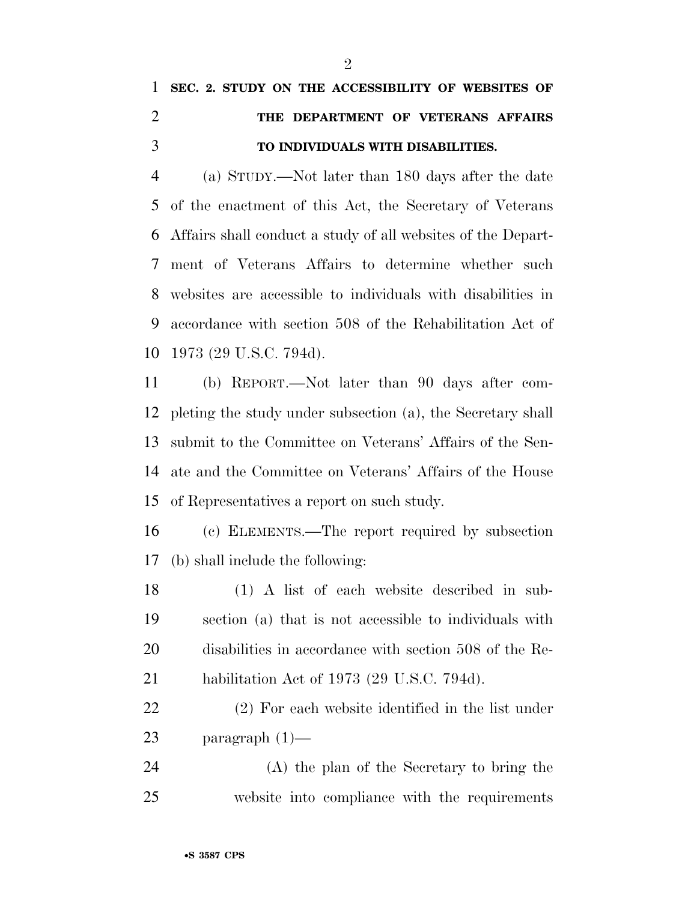## SEC. 2. STUDY ON THE ACCESSIBILITY OF WEBSITES OF THE DEPARTMENT OF VETERANS AFFAIRS TO INDIVIDUALS WITH DISABILITIES.

(a) STUDY.—Not later than 180 days after the date of the enactment of this Act, the Secretary of Veterans Affairs shall conduct a study of all websites of the Department of Veterans Affairs to determine whether such websites are accessible to individuals with disabilities in accordance with section 508 of the Rehabilitation Act of 1973 (29 U.S.C. 794d).

(b) REPORT.—Not later than 90 days after completing the study under subsection (a), the Secretary shall submit to the Committee on Veterans' Affairs of the Senate and the Committee on Veterans' Affairs of the House of Representatives a report on such study.

(c) ELEMENTS.—The report required by subsection (b) shall include the following:

(1) A list of each website described in subsection (a) that is not accessible to individuals with disabilities in accordance with section 508 of the Rehabilitation Act of 1973 (29 U.S.C. 794d).

(2) For each website identified in the list under paragraph (1)—

(A) the plan of the Secretary to bring the website into compliance with the requirements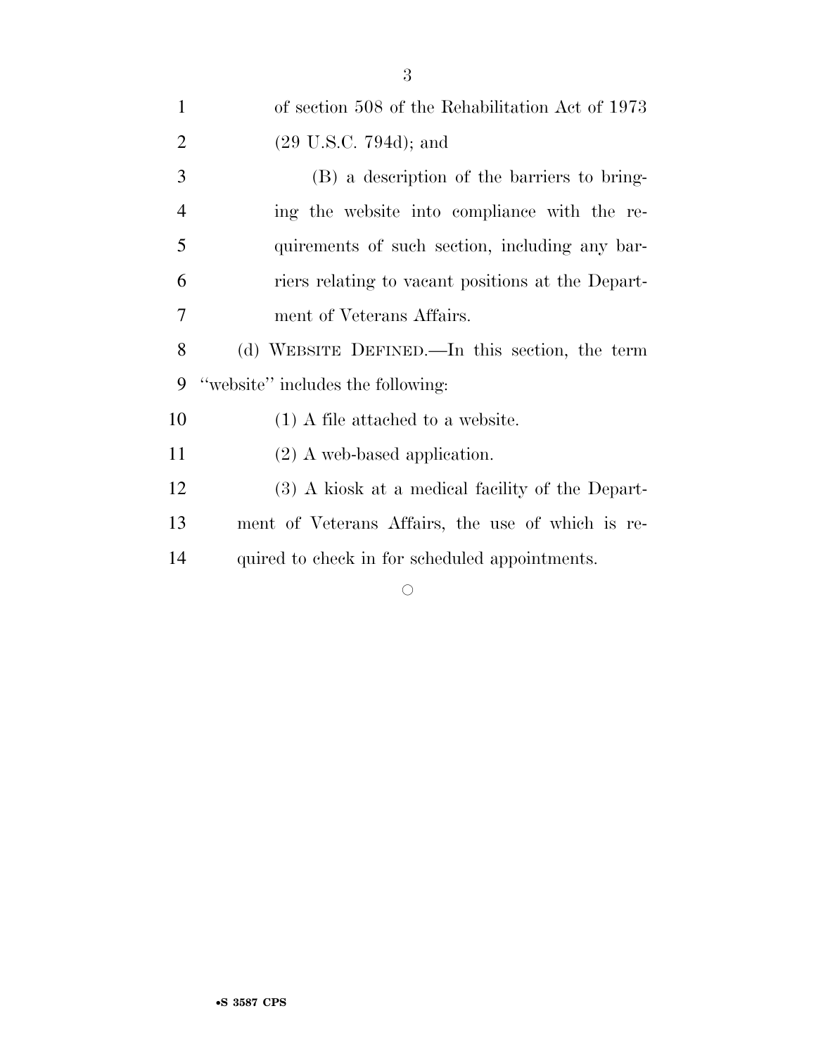of section 508 of the Rehabilitation Act of 1973 (29 U.S.C. 794d); and

(B) a description of the barriers to bringing the website into compliance with the requirements of such section, including any barriers relating to vacant positions at the Department of Veterans Affairs.

(d) WEBSITE DEFINED.—In this section, the term "website" includes the following:

(1) A file attached to a website.

(2) A web-based application.

(3) A kiosk at a medical facility of the Department of Veterans Affairs, the use of which is required to check in for scheduled appointments.

○